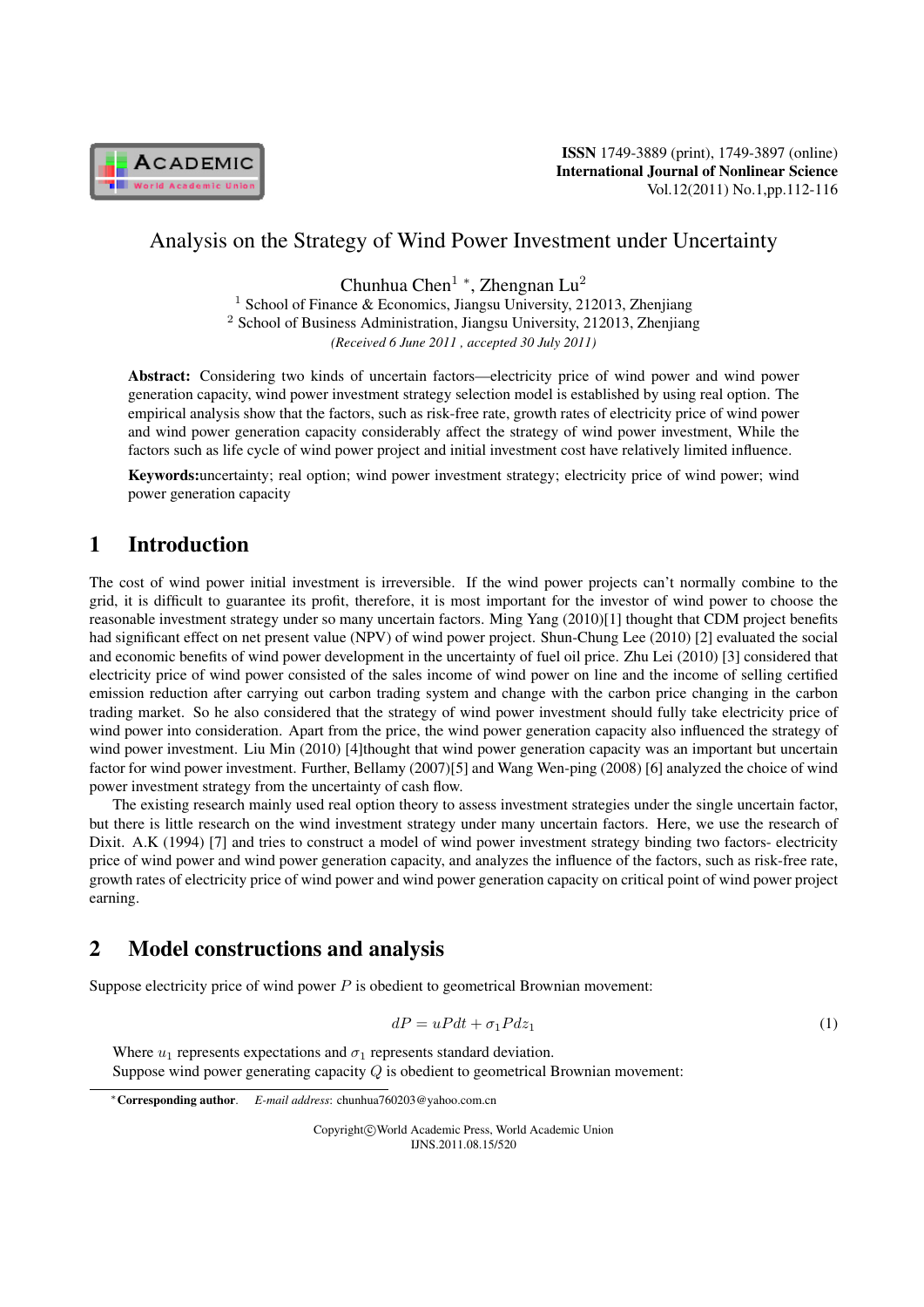# Analysis on the Strategy of Wind Power Investment under Uncertainty

Chunhua Chen[1] *, Zhengnan Lu[2]

[1] School of Finance & Economics, Jiangsu University, 212013, Zhenjiang

[2] School of Business Administration, Jiangsu University, 212013, Zhenjiang

*(Received 6 June 2011 , accepted 30 July 2011)*

**Abstract:** Considering two kinds of uncertain factors—electricity price of wind power and wind power generation capacity, wind power investment strategy selection model is established by using real option. The empirical analysis show that the factors, such as risk-free rate, growth rates of electricity price of wind power and wind power generation capacity considerably affect the strategy of wind power investment, While the factors such as life cycle of wind power project and initial investment cost have relatively limited influence.

**Keywords:**uncertainty; real option; wind power investment strategy; electricity price of wind power; wind power generation capacity

## 1 Introduction

The cost of wind power initial investment is irreversible. If the wind power projects can't normally combine to the grid, it is difficult to guarantee its profit, therefore, it is most important for the investor of wind power to choose the reasonable investment strategy under so many uncertain factors. Ming Yang (2010)[1] thought that CDM project benefits had significant effect on net present value (NPV) of wind power project. Shun-Chung Lee (2010) [2] evaluated the social and economic benefits of wind power development in the uncertainty of fuel oil price. Zhu Lei (2010) [3] considered that electricity price of wind power consisted of the sales income of wind power on line and the income of selling certified emission reduction after carrying out carbon trading system and change with the carbon price changing in the carbon trading market. So he also considered that the strategy of wind power investment should fully take electricity price of wind power into consideration. Apart from the price, the wind power generation capacity also influenced the strategy of wind power investment. Liu Min (2010) [4]thought that wind power generation capacity was an important but uncertain factor for wind power investment. Further, Bellamy (2007)[5] and Wang Wen-ping (2008) [6] analyzed the choice of wind power investment strategy from the uncertainty of cash flow.

The existing research mainly used real option theory to assess investment strategies under the single uncertain factor, but there is little research on the wind investment strategy under many uncertain factors. Here, we use the research of Dixit. A.K (1994) [7] and tries to construct a model of wind power investment strategy binding two factors- electricity price of wind power and wind power generation capacity, and analyzes the influence of the factors, such as risk-free rate, growth rates of electricity price of wind power and wind power generation capacity on critical point of wind power project earning.

## 2 Model constructions and analysis

Suppose electricity price of wind power $P$ is obedient to geometrical Brownian movement:

$$dP = uPdt + \sigma_1 Pdz_1 \tag{1}$$

Where $u_1$ represents expectations and $\sigma_1$ represents standard deviation.

Suppose wind power generating capacity $Q$ is obedient to geometrical Brownian movement:

*Corresponding author. *E-mail address*: chunhua760203@yahoo.com.cn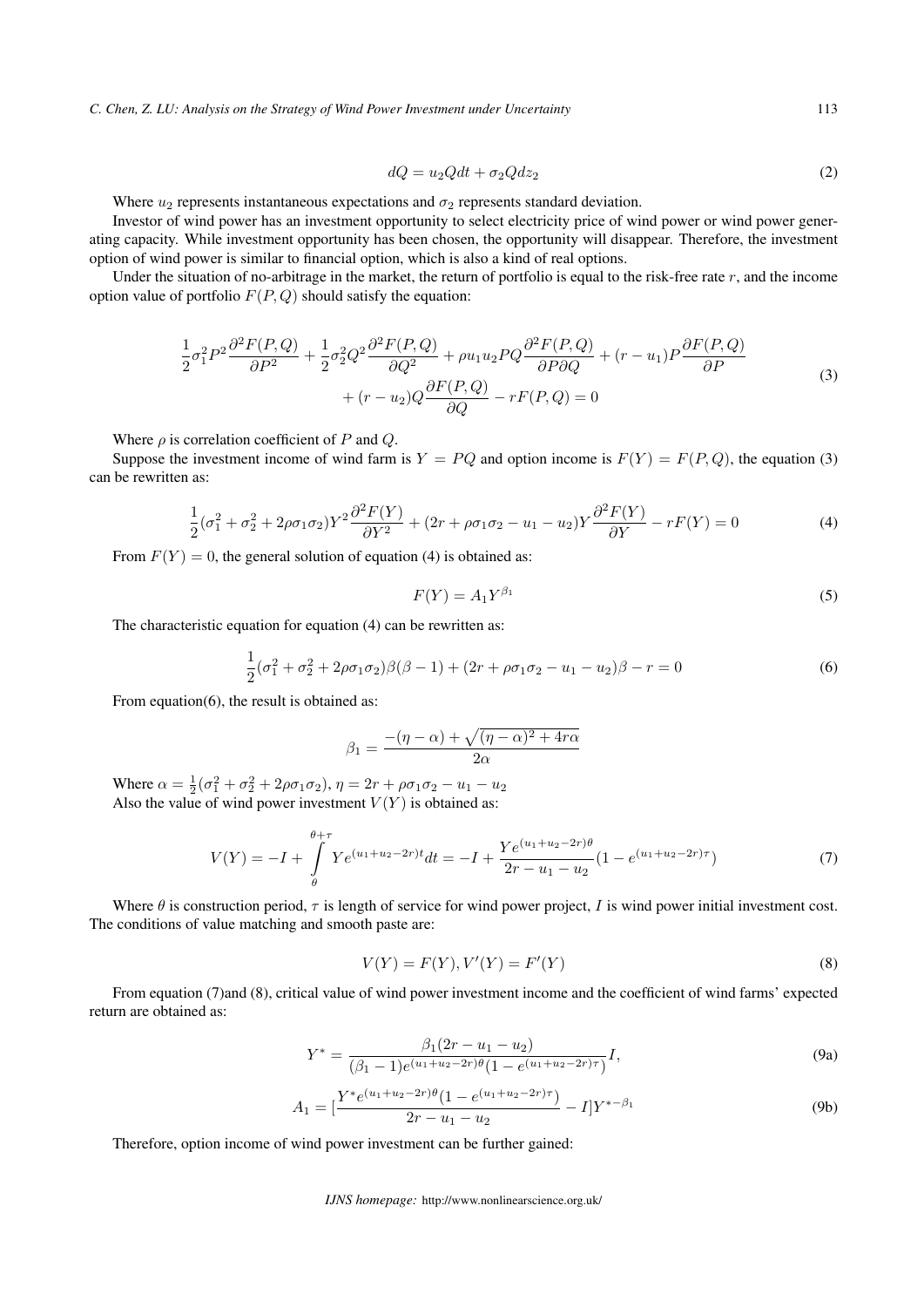$$dQ = u_2 Q dt + \sigma_2 Q dz_2 \tag{2}$$

Where $u_2$ represents instantaneous expectations and $\sigma_2$ represents standard deviation.

Investor of wind power has an investment opportunity to select electricity price of wind power or wind power generating capacity. While investment opportunity has been chosen, the opportunity will disappear. Therefore, the investment option of wind power is similar to financial option, which is also a kind of real options.

Under the situation of no-arbitrage in the market, the return of portfolio is equal to the risk-free rate $r$, and the income option value of portfolio $F(P, Q)$ should satisfy the equation:

$$\frac{1}{2}\sigma_1^2 P^2 \frac{\partial^2 F(P,Q)}{\partial P^2} + \frac{1}{2}\sigma_2^2 Q^2 \frac{\partial^2 F(P,Q)}{\partial Q^2} + \rho u_1 u_2 PQ \frac{\partial^2 F(P,Q)}{\partial P \partial Q} + (r - u_1) P \frac{\partial F(P,Q)}{\partial P} + (r - u_2) Q \frac{\partial F(P,Q)}{\partial Q} - rF(P,Q) = 0 \tag{3}$$

Where $\rho$ is correlation coefficient of $P$ and $Q$.

Suppose the investment income of wind farm is $Y = PQ$ and option income is $F(Y) = F(P, Q)$, the equation (3) can be rewritten as:

$$\frac{1}{2}(\sigma_1^2 + \sigma_2^2 + 2\rho\sigma_1\sigma_2) Y^2 \frac{\partial^2 F(Y)}{\partial Y^2} + (2r + \rho\sigma_1\sigma_2 - u_1 - u_2) Y \frac{\partial^2 F(Y)}{\partial Y} - rF(Y) = 0 \tag{4}$$

From $F(Y) = 0$, the general solution of equation (4) is obtained as:

$$F(Y) = A_1 Y^{\beta_1} \tag{5}$$

The characteristic equation for equation (4) can be rewritten as:

$$\frac{1}{2}(\sigma_1^2 + \sigma_2^2 + 2\rho\sigma_1\sigma_2)\beta(\beta - 1) + (2r + \rho\sigma_1\sigma_2 - u_1 - u_2)\beta - r = 0 \tag{6}$$

From equation(6), the result is obtained as:

$$\beta_1 = \frac{-(\eta - \alpha) + \sqrt{(\eta - \alpha)^2 + 4r\alpha}}{2\alpha}$$

Where $\alpha = \frac{1}{2}(\sigma_1^2 + \sigma_2^2 + 2\rho\sigma_1\sigma_2)$, $\eta = 2r + \rho\sigma_1\sigma_2 - u_1 - u_2$

Also the value of wind power investment $V(Y)$ is obtained as:

$$V(Y) = -I + \int_{\theta}^{\theta+\tau} Y e^{(u_1 + u_2 - 2r)t} dt = -I + \frac{Y e^{(u_1 + u_2 - 2r)\theta}}{2r - u_1 - u_2}(1 - e^{(u_1 + u_2 - 2r)\tau}) \tag{7}$$

Where $\theta$ is construction period, $\tau$ is length of service for wind power project, $I$ is wind power initial investment cost. The conditions of value matching and smooth paste are:

$$V(Y) = F(Y), V'(Y) = F'(Y) \tag{8}$$

From equation (7)and (8), critical value of wind power investment income and the coefficient of wind farms' expected return are obtained as:

$$Y^* = \frac{\beta_1(2r - u_1 - u_2)}{(\beta_1 - 1)e^{(u_1 + u_2 - 2r)\theta}(1 - e^{(u_1 + u_2 - 2r)\tau})} I, \tag{9a}$$

$$A_1 = [\frac{Y^* e^{(u_1 + u_2 - 2r)\theta}(1 - e^{(u_1 + u_2 - 2r)\tau})}{2r - u_1 - u_2} - I] Y^{*-\beta_1} \tag{9b}$$

Therefore, option income of wind power investment can be further gained: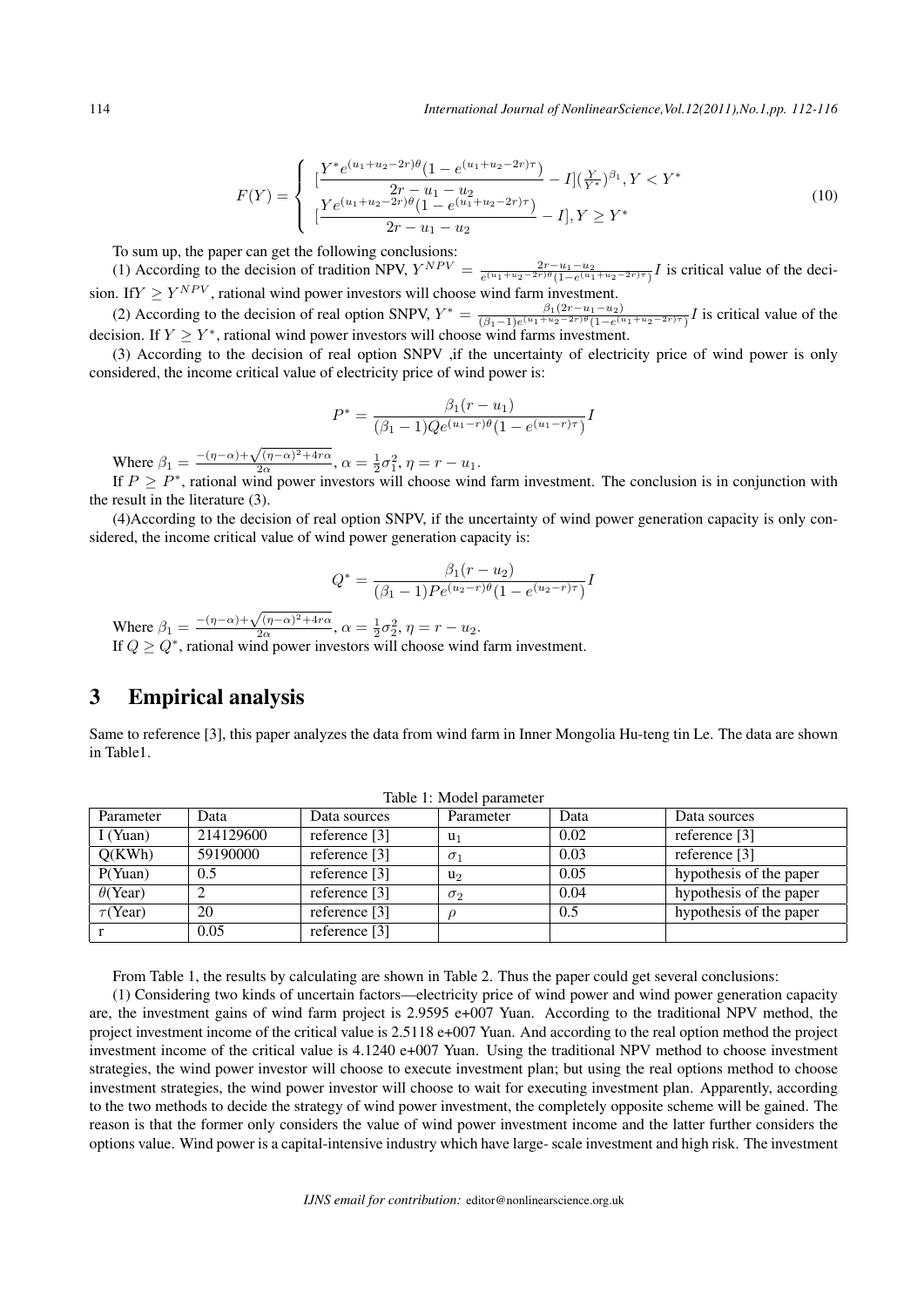$$F(Y)=\begin{cases}[\dfrac{Y^{*}e^{(u_1+u_2-2r)\theta}(1-e^{(u_1+u_2-2r)\tau})}{2r-u_1-u_2}-I](\frac{Y}{Y^{*}})^{\beta_1}, Y<Y^{*}\\ [\dfrac{Ye^{(u_1+u_2-2r)\theta}(1-e^{(u_1+u_2-2r)\tau})}{2r-u_1-u_2}-I], Y\geq Y^{*}\end{cases} \tag{10}$$

To sum up, the paper can get the following conclusions:

(1) According to the decision of tradition NPV, $Y^{NPV}=\frac{2r-u_1-u_2}{e^{(u_1+u_2-2r)\theta}(1-e^{(u_1+u_2-2r)\tau})}I$ is critical value of the decision. If$Y\geq Y^{NPV}$, rational wind power investors will choose wind farm investment.

(2) According to the decision of real option SNPV, $Y^{*}=\frac{\beta_1(2r-u_1-u_2)}{(\beta_1-1)e^{(u_1+u_2-2r)\theta}(1-e^{(u_1+u_2-2r)\tau})}I$ is critical value of the decision. If $Y\geq Y^{*}$, rational wind power investors will choose wind farms investment.

(3) According to the decision of real option SNPV ,if the uncertainty of electricity price of wind power is only considered, the income critical value of electricity price of wind power is:

$$P^{*}=\frac{\beta_1(r-u_1)}{(\beta_1-1)Qe^{(u_1-r)\theta}(1-e^{(u_1-r)\tau})}I$$

Where $\beta_1=\frac{-(\eta-\alpha)+\sqrt{(\eta-\alpha)^2+4r\alpha}}{2\alpha}$, $\alpha=\frac{1}{2}\sigma_1^2$, $\eta=r-u_1$.

If $P\geq P^{*}$, rational wind power investors will choose wind farm investment. The conclusion is in conjunction with the result in the literature (3).

(4)According to the decision of real option SNPV, if the uncertainty of wind power generation capacity is only considered, the income critical value of wind power generation capacity is:

$$Q^{*}=\frac{\beta_1(r-u_2)}{(\beta_1-1)Pe^{(u_2-r)\theta}(1-e^{(u_2-r)\tau})}I$$

Where $\beta_1=\frac{-(\eta-\alpha)+\sqrt{(\eta-\alpha)^2+4r\alpha}}{2\alpha}$, $\alpha=\frac{1}{2}\sigma_2^2$, $\eta=r-u_2$.

If $Q\geq Q^{*}$, rational wind power investors will choose wind farm investment.

## 3 Empirical analysis

Same to reference [3], this paper analyzes the data from wind farm in Inner Mongolia Hu-teng tin Le. The data are shown in Table1.

Table 1: Model parameter

| Parameter | Data | Data sources | Parameter | Data | Data sources |
|---|---|---|---|---|---|
| I (Yuan) | 214129600 | reference [3] | $u_1$ | 0.02 | reference [3] |
| Q(KWh) | 59190000 | reference [3] | $\sigma_1$ | 0.03 | reference [3] |
| P(Yuan) | 0.5 | reference [3] | $u_2$ | 0.05 | hypothesis of the paper |
| $\theta$(Year) | 2 | reference [3] | $\sigma_2$ | 0.04 | hypothesis of the paper |
| $\tau$(Year) | 20 | reference [3] | $\rho$ | 0.5 | hypothesis of the paper |
| r | 0.05 | reference [3] | | | |

From Table 1, the results by calculating are shown in Table 2. Thus the paper could get several conclusions:

(1) Considering two kinds of uncertain factors—electricity price of wind power and wind power generation capacity are, the investment gains of wind farm project is 2.9595 e+007 Yuan. According to the traditional NPV method, the project investment income of the critical value is 2.5118 e+007 Yuan. And according to the real option method the project investment income of the critical value is 4.1240 e+007 Yuan. Using the traditional NPV method to choose investment strategies, the wind power investor will choose to execute investment plan; but using the real options method to choose investment strategies, the wind power investor will choose to wait for executing investment plan. Apparently, according to the two methods to decide the strategy of wind power investment, the completely opposite scheme will be gained. The reason is that the former only considers the value of wind power investment income and the latter further considers the options value. Wind power is a capital-intensive industry which have large- scale investment and high risk. The investment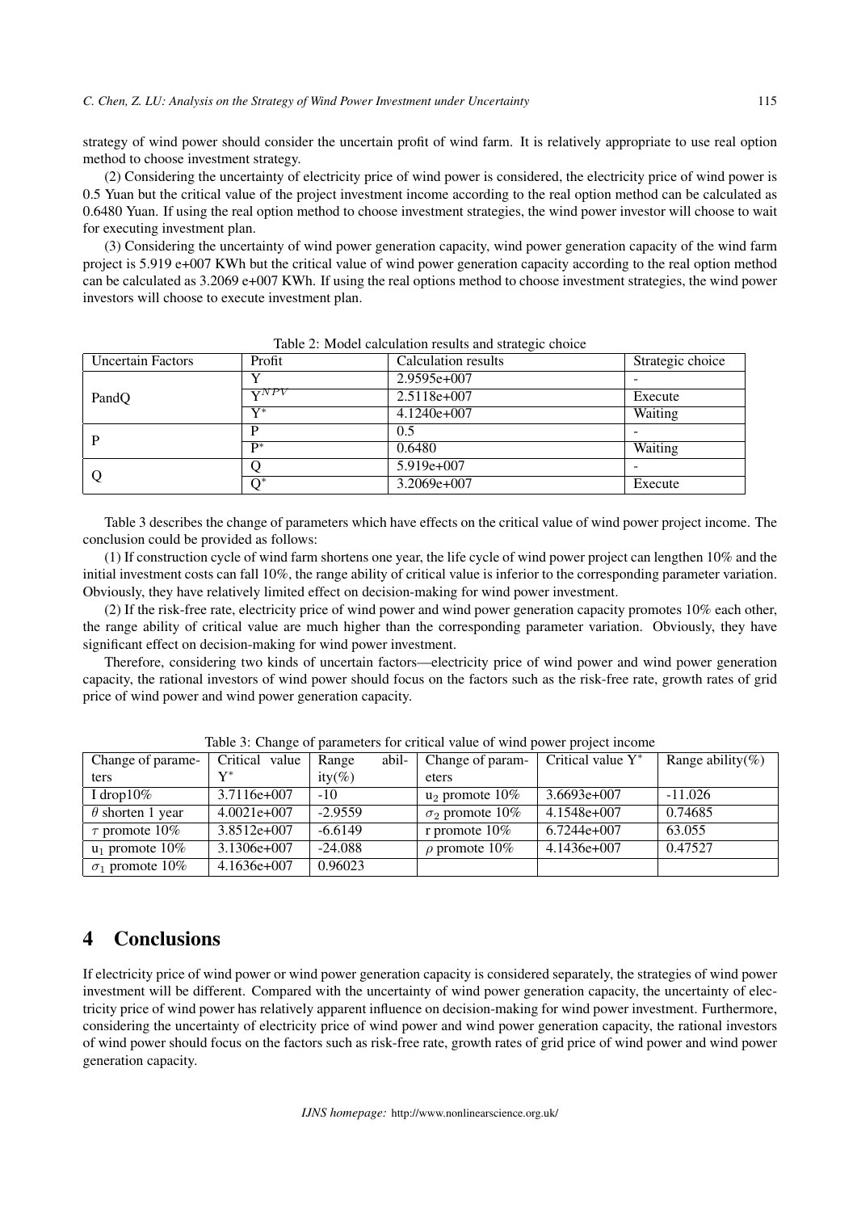strategy of wind power should consider the uncertain profit of wind farm. It is relatively appropriate to use real option method to choose investment strategy.

(2) Considering the uncertainty of electricity price of wind power is considered, the electricity price of wind power is 0.5 Yuan but the critical value of the project investment income according to the real option method can be calculated as 0.6480 Yuan. If using the real option method to choose investment strategies, the wind power investor will choose to wait for executing investment plan.

(3) Considering the uncertainty of wind power generation capacity, wind power generation capacity of the wind farm project is 5.919 e+007 KWh but the critical value of wind power generation capacity according to the real option method can be calculated as 3.2069 e+007 KWh. If using the real options method to choose investment strategies, the wind power investors will choose to execute investment plan.

Table 2: Model calculation results and strategic choice

| Uncertain Factors | Profit | Calculation results | Strategic choice |
|---|---|---|---|
| PandQ | Y | 2.9595e+007 | - |
| | $Y^{NPV}$ | 2.5118e+007 | Execute |
| | $Y^{*}$ | 4.1240e+007 | Waiting |
| P | P | 0.5 | - |
| | $P^{*}$ | 0.6480 | Waiting |
| Q | Q | 5.919e+007 | - |
| | $Q^{*}$ | 3.2069e+007 | Execute |

Table 3 describes the change of parameters which have effects on the critical value of wind power project income. The conclusion could be provided as follows:

(1) If construction cycle of wind farm shortens one year, the life cycle of wind power project can lengthen 10% and the initial investment costs can fall 10%, the range ability of critical value is inferior to the corresponding parameter variation. Obviously, they have relatively limited effect on decision-making for wind power investment.

(2) If the risk-free rate, electricity price of wind power and wind power generation capacity promotes 10% each other, the range ability of critical value are much higher than the corresponding parameter variation. Obviously, they have significant effect on decision-making for wind power investment.

Therefore, considering two kinds of uncertain factors—electricity price of wind power and wind power generation capacity, the rational investors of wind power should focus on the factors such as the risk-free rate, growth rates of grid price of wind power and wind power generation capacity.

Table 3: Change of parameters for critical value of wind power project income

| Change of parameters | Critical value $Y^{*}$ | Range ability(%) | Change of parameters | Critical value $Y^{*}$ | Range ability(%) |
|---|---|---|---|---|---|
| I drop10% | 3.7116e+007 | -10 | $u_2$ promote 10% | 3.6693e+007 | -11.026 |
| $\theta$ shorten 1 year | 4.0021e+007 | -2.9559 | $\sigma_2$ promote 10% | 4.1548e+007 | 0.74685 |
| $\tau$ promote 10% | 3.8512e+007 | -6.6149 | r promote 10% | 6.7244e+007 | 63.055 |
| $u_1$ promote 10% | 3.1306e+007 | -24.088 | $\rho$ promote 10% | 4.1436e+007 | 0.47527 |
| $\sigma_1$ promote 10% | 4.1636e+007 | 0.96023 | | | |

## 4 Conclusions

If electricity price of wind power or wind power generation capacity is considered separately, the strategies of wind power investment will be different. Compared with the uncertainty of wind power generation capacity, the uncertainty of electricity price of wind power has relatively apparent influence on decision-making for wind power investment. Furthermore, considering the uncertainty of electricity price of wind power and wind power generation capacity, the rational investors of wind power should focus on the factors such as risk-free rate, growth rates of grid price of wind power and wind power generation capacity.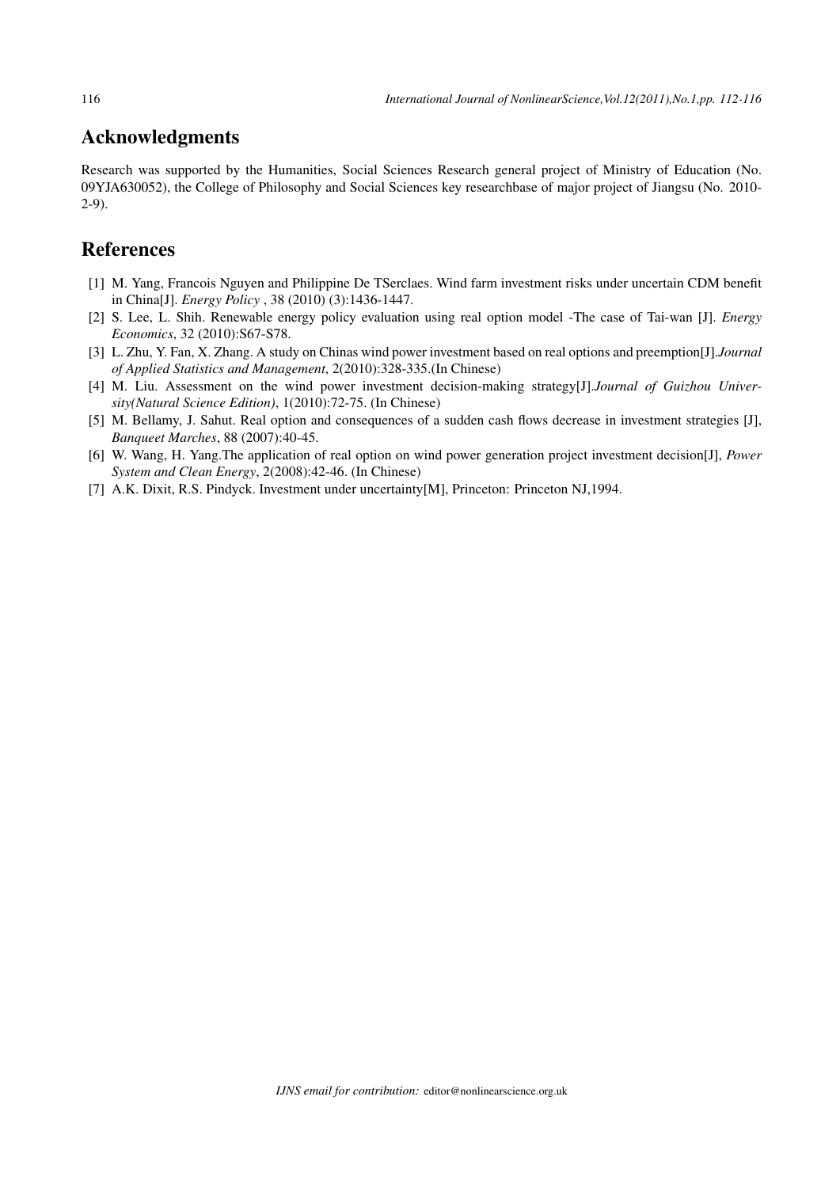## Acknowledgments

Research was supported by the Humanities, Social Sciences Research general project of Ministry of Education (No. 09YJA630052), the College of Philosophy and Social Sciences key researchbase of major project of Jiangsu (No. 2010-2-9).

## References

[1] M. Yang, Francois Nguyen and Philippine De TSerclaes. Wind farm investment risks under uncertain CDM benefit in China[J]. *Energy Policy* , 38 (2010) (3):1436-1447.

[2] S. Lee, L. Shih. Renewable energy policy evaluation using real option model -The case of Tai-wan [J]. *Energy Economics*, 32 (2010):S67-S78.

[3] L. Zhu, Y. Fan, X. Zhang. A study on Chinas wind power investment based on real options and preemption[J].*Journal of Applied Statistics and Management*, 2(2010):328-335.(In Chinese)

[4] M. Liu. Assessment on the wind power investment decision-making strategy[J].*Journal of Guizhou University(Natural Science Edition)*, 1(2010):72-75. (In Chinese)

[5] M. Bellamy, J. Sahut. Real option and consequences of a sudden cash flows decrease in investment strategies [J], *Banqueet Marches*, 88 (2007):40-45.

[6] W. Wang, H. Yang.The application of real option on wind power generation project investment decision[J], *Power System and Clean Energy*, 2(2008):42-46. (In Chinese)

[7] A.K. Dixit, R.S. Pindyck. Investment under uncertainty[M], Princeton: Princeton NJ,1994.